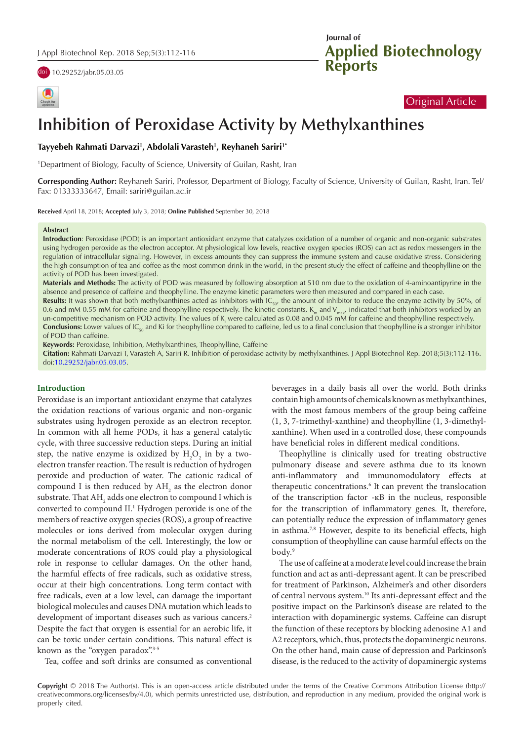Original Article

# Inhibition of Peroxidase Activity by Methylxanthines

**Tayyebeh Rahmati Darvazi[1], Abdolali Varasteh[1], Reyhaneh Sariri[1*]**

[1]Department of Biology, Faculty of Science, University of Guilan, Rasht, Iran

**Corresponding Author:** Reyhaneh Sariri, Professor, Department of Biology, Faculty of Science, University of Guilan, Rasht, Iran. Tel/Fax: 01333333647, Email: sariri@guilan.ac.ir

**Received** April 18, 2018; **Accepted** July 3, 2018; **Online Published** September 30, 2018

## Abstract

**Introduction**: Peroxidase (POD) is an important antioxidant enzyme that catalyzes oxidation of a number of organic and non-organic substrates using hydrogen peroxide as the electron acceptor. At physiological low levels, reactive oxygen species (ROS) can act as redox messengers in the regulation of intracellular signaling. However, in excess amounts they can suppress the immune system and cause oxidative stress. Considering the high consumption of tea and coffee as the most common drink in the world, in the present study the effect of caffeine and theophylline on the activity of POD has been investigated.

**Materials and Methods:** The activity of POD was measured by following absorption at 510 nm due to the oxidation of 4-aminoantipyrine in the absence and presence of caffeine and theophylline. The enzyme kinetic parameters were then measured and compared in each case.

**Results:** It was shown that both methylxanthines acted as inhibitors with $IC_{50}$, the amount of inhibitor to reduce the enzyme activity by 50%, of 0.6 and mM 0.55 mM for caffeine and theophylline respectively. The kinetic constants, $K_m$ and $V_{max}$, indicated that both inhibitors worked by an un-competitive mechanism on POD activity. The values of $K_i$ were calculated as 0.08 and 0.045 mM for caffeine and theophylline respectively.

**Conclusions:** Lower values of $IC_{50}$ and Ki for theophylline compared to caffeine, led us to a final conclusion that theophylline is a stronger inhibitor of POD than caffeine.

**Keywords:** Peroxidase, Inhibition, Methylxanthines, Theophylline, Caffeine

**Citation:** Rahmati Darvazi T, Varasteh A, Sariri R. Inhibition of peroxidase activity by methylxanthines. J Appl Biotechnol Rep. 2018;5(3):112-116. doi:10.29252/jabr.05.03.05.

## Introduction

Peroxidase is an important antioxidant enzyme that catalyzes the oxidation reactions of various organic and non-organic substrates using hydrogen peroxide as an electron receptor. In common with all heme PODs, it has a general catalytic cycle, with three successive reduction steps. During an initial step, the native enzyme is oxidized by $H_2O_2$ in by a two-electron transfer reaction. The result is reduction of hydrogen peroxide and production of water. The cationic radical of compound I is then reduced by $AH_2$ as the electron donor substrate. That $AH_2$ adds one electron to compound I which is converted to compound II.[1] Hydrogen peroxide is one of the members of reactive oxygen species (ROS), a group of reactive molecules or ions derived from molecular oxygen during the normal metabolism of the cell. Interestingly, the low or moderate concentrations of ROS could play a physiological role in response to cellular damages. On the other hand, the harmful effects of free radicals, such as oxidative stress, occur at their high concentrations. Long term contact with free radicals, even at a low level, can damage the important biological molecules and causes DNA mutation which leads to development of important diseases such as various cancers.[2] Despite the fact that oxygen is essential for an aerobic life, it can be toxic under certain conditions. This natural effect is known as the "oxygen paradox".[3-5]

Tea, coffee and soft drinks are consumed as conventional beverages in a daily basis all over the world. Both drinks contain high amounts of chemicals known as methylxanthines, with the most famous members of the group being caffeine (1, 3, 7-trimethyl-xanthine) and theophylline (1, 3-dimethyl-xanthine). When used in a controlled dose, these compounds have beneficial roles in different medical conditions.

Theophylline is clinically used for treating obstructive pulmonary disease and severe asthma due to its known anti-inflammatory and immunomodulatory effects at therapeutic concentrations.[6] It can prevent the translocation of the transcription factor -κB in the nucleus, responsible for the transcription of inflammatory genes. It, therefore, can potentially reduce the expression of inflammatory genes in asthma.[7,8] However, despite to its beneficial effects, high consumption of theophylline can cause harmful effects on the body.[9]

The use of caffeine at a moderate level could increase the brain function and act as anti-depressant agent. It can be prescribed for treatment of Parkinson, Alzheimer's and other disorders of central nervous system.[10] Its anti-depressant effect and the positive impact on the Parkinson's disease are related to the interaction with dopaminergic systems. Caffeine can disrupt the function of these receptors by blocking adenosine A1 and A2 receptors, which, thus, protects the dopaminergic neurons. On the other hand, main cause of depression and Parkinson's disease, is the reduced to the activity of dopaminergic systems

**Copyright** © 2018 The Author(s). This is an open-access article distributed under the terms of the Creative Commons Attribution License (http://creativecommons.org/licenses/by/4.0), which permits unrestricted use, distribution, and reproduction in any medium, provided the original work is properly cited.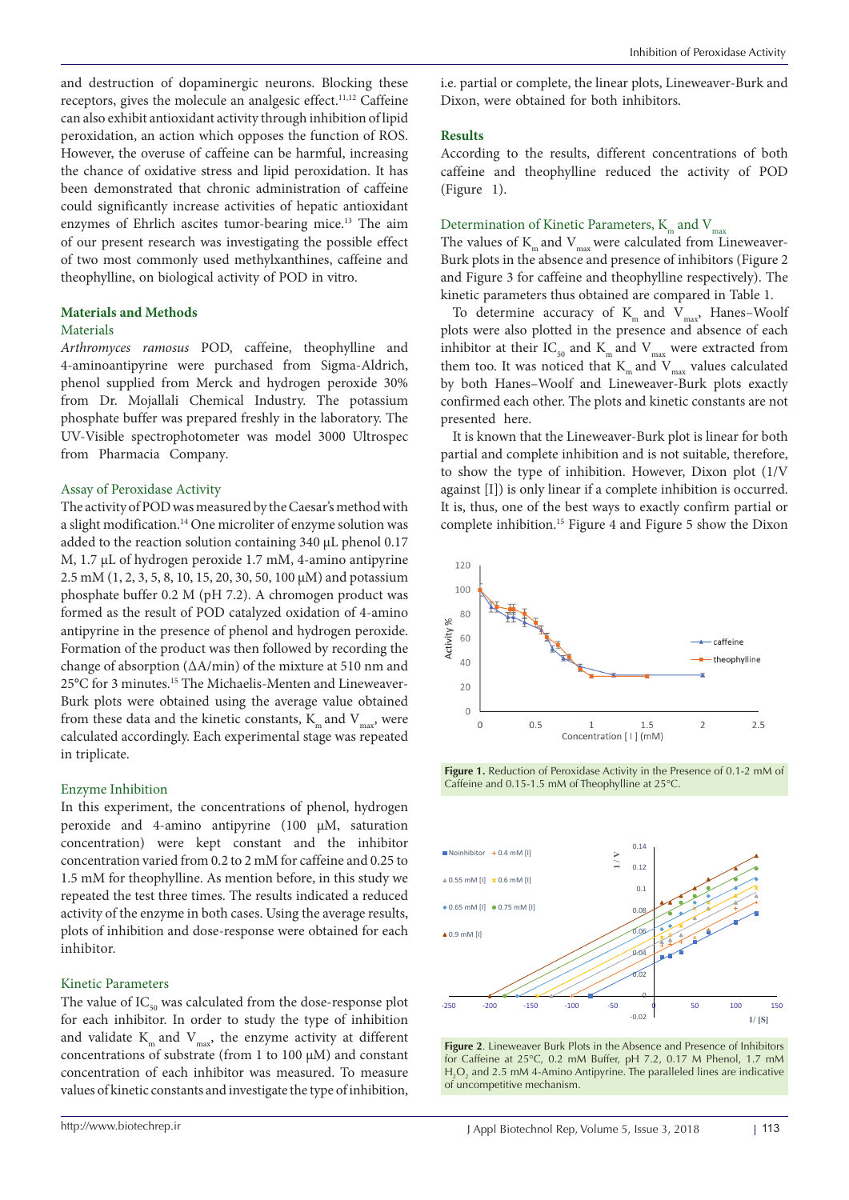and destruction of dopaminergic neurons. Blocking these receptors, gives the molecule an analgesic effect.[11,12] Caffeine can also exhibit antioxidant activity through inhibition of lipid peroxidation, an action which opposes the function of ROS. However, the overuse of caffeine can be harmful, increasing the chance of oxidative stress and lipid peroxidation. It has been demonstrated that chronic administration of caffeine could significantly increase activities of hepatic antioxidant enzymes of Ehrlich ascites tumor-bearing mice.[13] The aim of our present research was investigating the possible effect of two most commonly used methylxanthines, caffeine and theophylline, on biological activity of POD in vitro.

## Materials and Methods

### Materials

*Arthromyces ramosus* POD, caffeine, theophylline and 4-aminoantipyrine were purchased from Sigma-Aldrich, phenol supplied from Merck and hydrogen peroxide 30% from Dr. Mojallali Chemical Industry. The potassium phosphate buffer was prepared freshly in the laboratory. The UV-Visible spectrophotometer was model 3000 Ultrospec from Pharmacia Company.

### Assay of Peroxidase Activity

The activity of POD was measured by the Caesar's method with a slight modification.[14] One microliter of enzyme solution was added to the reaction solution containing 340 µL phenol 0.17 M, 1.7 µL of hydrogen peroxide 1.7 mM, 4-amino antipyrine 2.5 mM (1, 2, 3, 5, 8, 10, 15, 20, 30, 50, 100 µM) and potassium phosphate buffer 0.2 M (pH 7.2). A chromogen product was formed as the result of POD catalyzed oxidation of 4-amino antipyrine in the presence of phenol and hydrogen peroxide. Formation of the product was then followed by recording the change of absorption (ΔA/min) of the mixture at 510 nm and 25°C for 3 minutes.[15] The Michaelis-Menten and Lineweaver-Burk plots were obtained using the average value obtained from these data and the kinetic constants, $K_m$ and $V_{max}$, were calculated accordingly. Each experimental stage was repeated in triplicate.

### Enzyme Inhibition

In this experiment, the concentrations of phenol, hydrogen peroxide and 4-amino antipyrine (100 µM, saturation concentration) were kept constant and the inhibitor concentration varied from 0.2 to 2 mM for caffeine and 0.25 to 1.5 mM for theophylline. As mention before, in this study we repeated the test three times. The results indicated a reduced activity of the enzyme in both cases. Using the average results, plots of inhibition and dose-response were obtained for each inhibitor.

### Kinetic Parameters

The value of $IC_{50}$ was calculated from the dose-response plot for each inhibitor. In order to study the type of inhibition and validate $K_m$ and $V_{max}$, the enzyme activity at different concentrations of substrate (from 1 to 100 µM) and constant concentration of each inhibitor was measured. To measure values of kinetic constants and investigate the type of inhibition, i.e. partial or complete, the linear plots, Lineweaver-Burk and Dixon, were obtained for both inhibitors.

## Results

According to the results, different concentrations of both caffeine and theophylline reduced the activity of POD (Figure 1).

### Determination of Kinetic Parameters, $K_m$ and $V_{max}$

The values of $K_m$ and $V_{max}$ were calculated from Lineweaver-Burk plots in the absence and presence of inhibitors (Figure 2 and Figure 3 for caffeine and theophylline respectively). The kinetic parameters thus obtained are compared in Table 1.

To determine accuracy of $K_m$ and $V_{max}$, Hanes–Woolf plots were also plotted in the presence and absence of each inhibitor at their $IC_{50}$ and $K_m$ and $V_{max}$ were extracted from them too. It was noticed that $K_m$ and $V_{max}$ values calculated by both Hanes–Woolf and Lineweaver-Burk plots exactly confirmed each other. The plots and kinetic constants are not presented here.

It is known that the Lineweaver-Burk plot is linear for both partial and complete inhibition and is not suitable, therefore, to show the type of inhibition. However, Dixon plot (1/V against [I]) is only linear if a complete inhibition is occurred. It is, thus, one of the best ways to exactly confirm partial or complete inhibition.[15] Figure 4 and Figure 5 show the Dixon

**Figure 1.** Reduction of Peroxidase Activity in the Presence of 0.1-2 mM of Caffeine and 0.15-1.5 mM of Theophylline at 25°C.

**Figure 2**. Lineweaver Burk Plots in the Absence and Presence of Inhibitors for Caffeine at 25°C, 0.2 mM Buffer, pH 7.2, 0.17 M Phenol, 1.7 mM $H_2O_2$ and 2.5 mM 4-Amino Antipyrine. The paralleled lines are indicative of uncompetitive mechanism.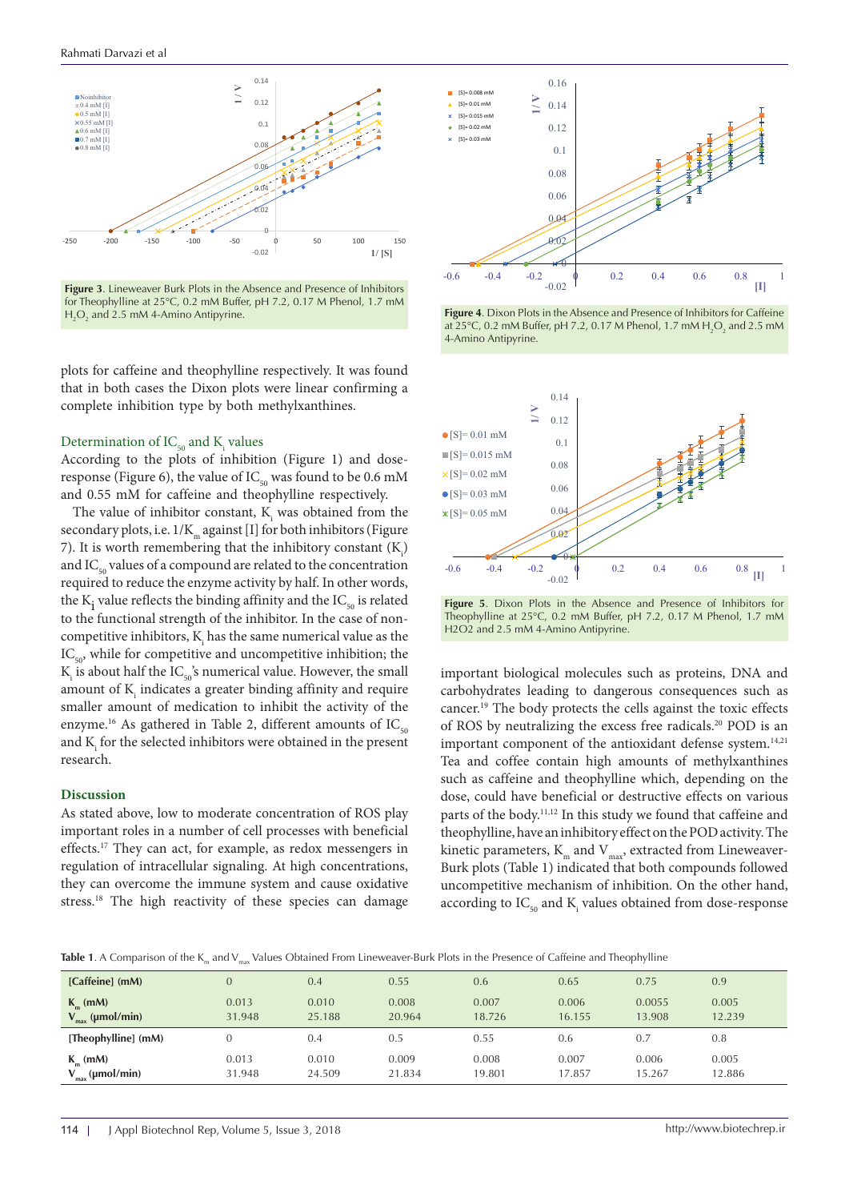Figure 3. Lineweaver Burk Plots in the Absence and Presence of Inhibitors for Theophylline at 25°C, 0.2 mM Buffer, pH 7.2, 0.17 M Phenol, 1.7 mM $H_2O_2$ and 2.5 mM 4-Amino Antipyrine.

Figure 4. Dixon Plots in the Absence and Presence of Inhibitors for Caffeine at 25°C, 0.2 mM Buffer, pH 7.2, 0.17 M Phenol, 1.7 mM $H_2O_2$ and 2.5 mM 4-Amino Antipyrine.

Figure 5. Dixon Plots in the Absence and Presence of Inhibitors for Theophylline at 25°C, 0.2 mM Buffer, pH 7.2, 0.17 M Phenol, 1.7 mM H2O2 and 2.5 mM 4-Amino Antipyrine.

plots for caffeine and theophylline respectively. It was found that in both cases the Dixon plots were linear confirming a complete inhibition type by both methylxanthines.

### Determination of $IC_{50}$ and $K_i$ values

According to the plots of inhibition (Figure 1) and dose-response (Figure 6), the value of $IC_{50}$ was found to be 0.6 mM and 0.55 mM for caffeine and theophylline respectively.

The value of inhibitor constant, $K_i$ was obtained from the secondary plots, i.e. $1/K_m$ against [I] for both inhibitors (Figure 7). It is worth remembering that the inhibitory constant ($K_i$) and $IC_{50}$ values of a compound are related to the concentration required to reduce the enzyme activity by half. In other words, the $K_i$ value reflects the binding affinity and the $IC_{50}$ is related to the functional strength of the inhibitor. In the case of non-competitive inhibitors, $K_i$ has the same numerical value as the $IC_{50}$, while for competitive and uncompetitive inhibition; the $K_i$ is about half the $IC_{50}$'s numerical value. However, the small amount of $K_i$ indicates a greater binding affinity and require smaller amount of medication to inhibit the activity of the enzyme.[16] As gathered in Table 2, different amounts of $IC_{50}$ and $K_i$ for the selected inhibitors were obtained in the present research.

## Discussion

As stated above, low to moderate concentration of ROS play important roles in a number of cell processes with beneficial effects.[17] They can act, for example, as redox messengers in regulation of intracellular signaling. At high concentrations, they can overcome the immune system and cause oxidative stress.[18] The high reactivity of these species can damage important biological molecules such as proteins, DNA and carbohydrates leading to dangerous consequences such as cancer.[19] The body protects the cells against the toxic effects of ROS by neutralizing the excess free radicals.[20] POD is an important component of the antioxidant defense system.[14,21] Tea and coffee contain high amounts of methylxanthines such as caffeine and theophylline which, depending on the dose, could have beneficial or destructive effects on various parts of the body.[11,12] In this study we found that caffeine and theophylline, have an inhibitory effect on the POD activity. The kinetic parameters, $K_m$ and $V_{max}$, extracted from Lineweaver-Burk plots (Table 1) indicated that both compounds followed uncompetitive mechanism of inhibition. On the other hand, according to $IC_{50}$ and $K_i$ values obtained from dose-response

Table 1. A Comparison of the $K_m$ and $V_{max}$ Values Obtained From Lineweaver-Burk Plots in the Presence of Caffeine and Theophylline

| [Caffeine] (mM) | 0 | 0.4 | 0.55 | 0.6 | 0.65 | 0.75 | 0.9 |
|---|---|---|---|---|---|---|---|
| $K_m$ (mM) | 0.013 | 0.010 | 0.008 | 0.007 | 0.006 | 0.0055 | 0.005 |
| $V_{max}$ (μmol/min) | 31.948 | 25.188 | 20.964 | 18.726 | 16.155 | 13.908 | 12.239 |
| **[Theophylline] (mM)** | 0 | 0.4 | 0.5 | 0.55 | 0.6 | 0.7 | 0.8 |
| $K_m$ (mM) | 0.013 | 0.010 | 0.009 | 0.008 | 0.007 | 0.006 | 0.005 |
| $V_{max}$ (μmol/min) | 31.948 | 24.509 | 21.834 | 19.801 | 17.857 | 15.267 | 12.886 |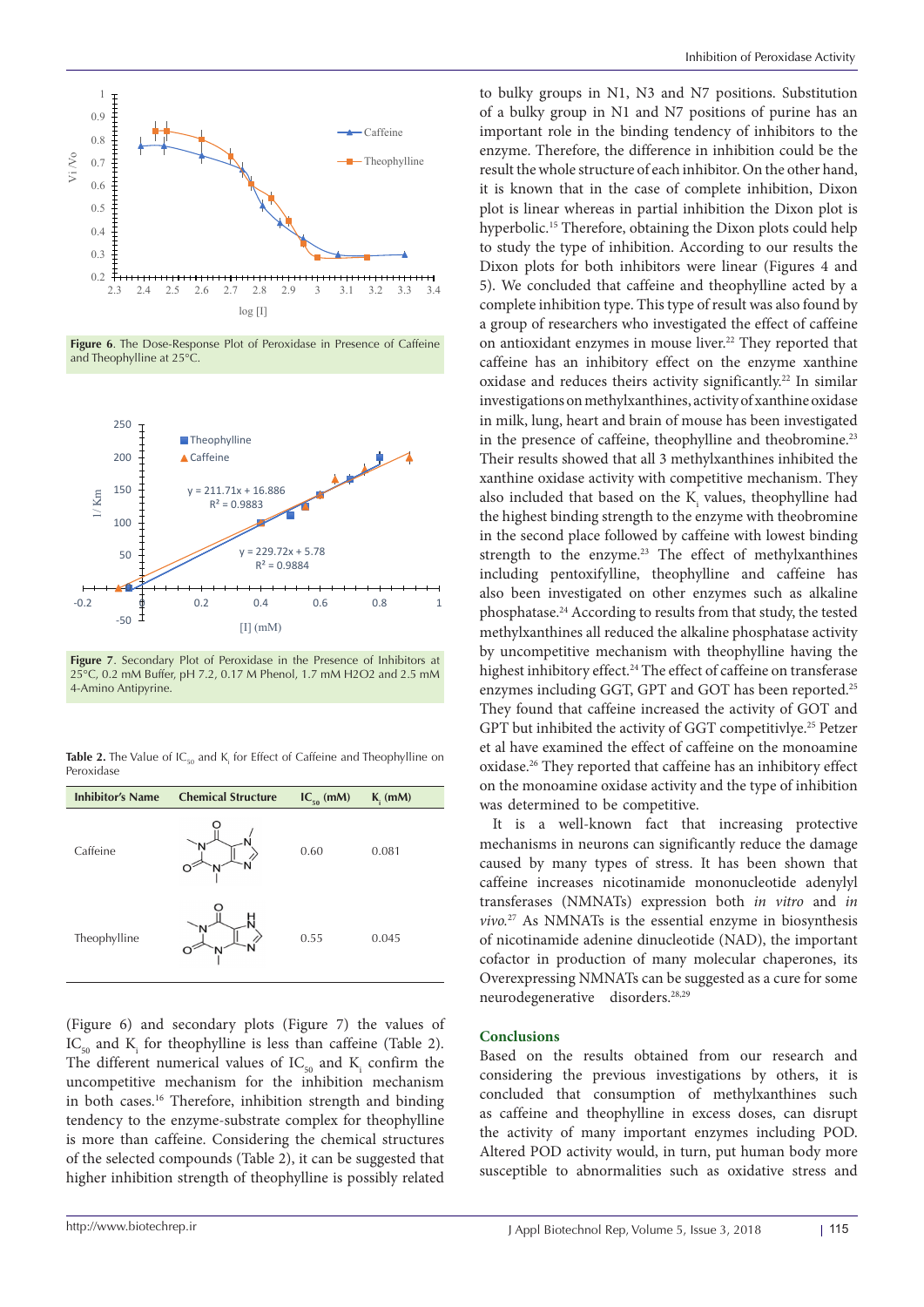Figure 6. The Dose-Response Plot of Peroxidase in Presence of Caffeine and Theophylline at 25°C.

Figure 7. Secondary Plot of Peroxidase in the Presence of Inhibitors at 25°C, 0.2 mM Buffer, pH 7.2, 0.17 M Phenol, 1.7 mM H2O2 and 2.5 mM 4-Amino Antipyrine.

**Table 2.** The Value of $IC_{50}$ and $K_i$ for Effect of Caffeine and Theophylline on Peroxidase

| Inhibitor's Name | Chemical Structure | $IC_{50}$ (mM) | $K_i$ (mM) |
|---|---|---|---|
| Caffeine | | 0.60 | 0.081 |
| Theophylline | | 0.55 | 0.045 |

(Figure 6) and secondary plots (Figure 7) the values of $IC_{50}$ and $K_i$ for theophylline is less than caffeine (Table 2). The different numerical values of $IC_{50}$ and $K_i$ confirm the uncompetitive mechanism for the inhibition mechanism in both cases.[16] Therefore, inhibition strength and binding tendency to the enzyme-substrate complex for theophylline is more than caffeine. Considering the chemical structures of the selected compounds (Table 2), it can be suggested that higher inhibition strength of theophylline is possibly related to bulky groups in N1, N3 and N7 positions. Substitution of a bulky group in N1 and N7 positions of purine has an important role in the binding tendency of inhibitors to the enzyme. Therefore, the difference in inhibition could be the result the whole structure of each inhibitor. On the other hand, it is known that in the case of complete inhibition, Dixon plot is linear whereas in partial inhibition the Dixon plot is hyperbolic.[15] Therefore, obtaining the Dixon plots could help to study the type of inhibition. According to our results the Dixon plots for both inhibitors were linear (Figures 4 and 5). We concluded that caffeine and theophylline acted by a complete inhibition type. This type of result was also found by a group of researchers who investigated the effect of caffeine on antioxidant enzymes in mouse liver.[22] They reported that caffeine has an inhibitory effect on the enzyme xanthine oxidase and reduces theirs activity significantly.[22] In similar investigations on methylxanthines, activity of xanthine oxidase in milk, lung, heart and brain of mouse has been investigated in the presence of caffeine, theophylline and theobromine.[23] Their results showed that all 3 methylxanthines inhibited the xanthine oxidase activity with competitive mechanism. They also included that based on the $K_i$ values, theophylline had the highest binding strength to the enzyme with theobromine in the second place followed by caffeine with lowest binding strength to the enzyme.[23] The effect of methylxanthines including pentoxifylline, theophylline and caffeine has also been investigated on other enzymes such as alkaline phosphatase.[24] According to results from that study, the tested methylxanthines all reduced the alkaline phosphatase activity by uncompetitive mechanism with theophylline having the highest inhibitory effect.[24] The effect of caffeine on transferase enzymes including GGT, GPT and GOT has been reported.[25] They found that caffeine increased the activity of GOT and GPT but inhibited the activity of GGT competitivlye.[25] Petzer et al have examined the effect of caffeine on the monoamine oxidase.[26] They reported that caffeine has an inhibitory effect on the monoamine oxidase activity and the type of inhibition was determined to be competitive.

It is a well-known fact that increasing protective mechanisms in neurons can significantly reduce the damage caused by many types of stress. It has been shown that caffeine increases nicotinamide mononucleotide adenylyl transferases (NMNATs) expression both *in vitro* and *in vivo*.[27] As NMNATs is the essential enzyme in biosynthesis of nicotinamide adenine dinucleotide (NAD), the important cofactor in production of many molecular chaperones, its Overexpressing NMNATs can be suggested as a cure for some neurodegenerative disorders.[28,29]

## Conclusions

Based on the results obtained from our research and considering the previous investigations by others, it is concluded that consumption of methylxanthines such as caffeine and theophylline in excess doses, can disrupt the activity of many important enzymes including POD. Altered POD activity would, in turn, put human body more susceptible to abnormalities such as oxidative stress and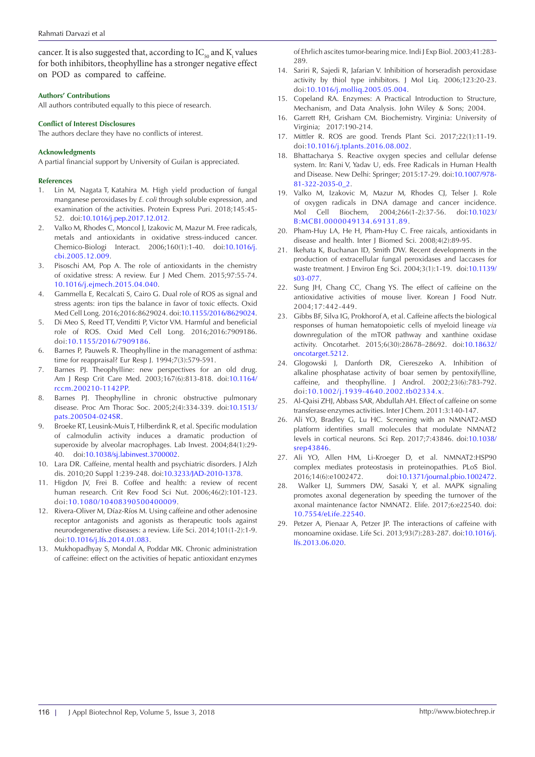cancer. It is also suggested that, according to $IC_{50}$ and $K_i$ values for both inhibitors, theophylline has a stronger negative effect on POD as compared to caffeine.

### Authors' Contributions

All authors contributed equally to this piece of research.

### Conflict of Interest Disclosures

The authors declare they have no conflicts of interest.

### Acknowledgments

A partial financial support by University of Guilan is appreciated.

### References

1. Lin M, Nagata T, Katahira M. High yield production of fungal manganese peroxidases by *E. coli* through soluble expression, and examination of the activities. Protein Express Puri. 2018;145:45-52. doi:10.1016/j.pep.2017.12.012.
2. Valko M, Rhodes C, Moncol J, Izakovic M, Mazur M. Free radicals, metals and antioxidants in oxidative stress-induced cancer. Chemico-Biologi Interact. 2006;160(1):1-40. doi:10.1016/j.cbi.2005.12.009.
3. Pisoschi AM, Pop A. The role of antioxidants in the chemistry of oxidative stress: A review. Eur J Med Chem. 2015;97:55-74. 10.1016/j.ejmech.2015.04.040.
4. Gammella E, Recalcati S, Cairo G. Dual role of ROS as signal and stress agents: iron tips the balance in favor of toxic effects. Oxid Med Cell Long. 2016;2016:8629024. doi:10.1155/2016/8629024.
5. Di Meo S, Reed TT, Venditti P, Victor VM. Harmful and beneficial role of ROS. Oxid Med Cell Long. 2016;2016:7909186. doi:10.1155/2016/7909186.
6. Barnes P, Pauwels R. Theophylline in the management of asthma: time for reappraisal? Eur Resp J. 1994;7(3):579-591.
7. Barnes PJ. Theophylline: new perspectives for an old drug. Am J Resp Crit Care Med. 2003;167(6):813-818. doi:10.1164/rccm.200210-1142PP.
8. Barnes PJ. Theophylline in chronic obstructive pulmonary disease. Proc Am Thorac Soc. 2005;2(4):334-339. doi:10.1513/pats.200504-024SR.
9. Broeke RT, Leusink-Muis T, Hilberdink R, et al. Specific modulation of calmodulin activity induces a dramatic production of superoxide by alveolar macrophages. Lab Invest. 2004;84(1):29-40. doi:10.1038/sj.labinvest.3700002.
10. Lara DR. Caffeine, mental health and psychiatric disorders. J Alzh dis. 2010;20 Suppl 1:239-248. doi:10.3233/JAD-2010-1378.
11. Higdon JV, Frei B. Coffee and health: a review of recent human research. Crit Rev Food Sci Nut. 2006;46(2):101-123. doi:10.1080/10408390500400009.
12. Rivera-Oliver M, Díaz-Ríos M. Using caffeine and other adenosine receptor antagonists and agonists as therapeutic tools against neurodegenerative diseases: a review. Life Sci. 2014;101(1-2):1-9. doi:10.1016/j.lfs.2014.01.083.
13. Mukhopadhyay S, Mondal A, Poddar MK. Chronic administration of caffeine: effect on the activities of hepatic antioxidant enzymes of Ehrlich ascites tumor-bearing mice. Indi J Exp Biol. 2003;41:283-289.
14. Sariri R, Sajedi R, Jafarian V. Inhibition of horseradish peroxidase activity by thiol type inhibitors. J Mol Liq. 2006;123:20-23. doi:10.1016/j.molliq.2005.05.004.
15. Copeland RA. Enzymes: A Practical Introduction to Structure, Mechanism, and Data Analysis. John Wiley & Sons; 2004.
16. Garrett RH, Grisham CM. Biochemistry. Virginia: University of Virginia; 2017:190-214.
17. Mittler R. ROS are good. Trends Plant Sci. 2017;22(1):11-19. doi:10.1016/j.tplants.2016.08.002.
18. Bhattacharya S. Reactive oxygen species and cellular defense system. In: Rani V, Yadav U, eds. Free Radicals in Human Health and Disease. New Delhi: Springer; 2015:17-29. doi:10.1007/978-81-322-2035-0_2.
19. Valko M, Izakovic M, Mazur M, Rhodes CJ, Telser J. Role of oxygen radicals in DNA damage and cancer incidence. Mol Cell Biochem, 2004;266(1-2):37-56. doi:10.1023/B:MCBI.0000049134.69131.89.
20. Pham-Huy LA, He H, Pham-Huy C. Free raicals, antioxidants in disease and health. Inter J Biomed Sci. 2008;4(2):89-95.
21. Ikehata K, Buchanan ID, Smith DW. Recent developments in the production of extracellular fungal peroxidases and laccases for waste treatment. J Environ Eng Sci. 2004;3(1):1-19. doi:10.1139/s03-077.
22. Sung JH, Chang CC, Chang YS. The effect of caffeine on the antioxidative activities of mouse liver. Korean J Food Nutr. 2004;17:442-449.
23. Gibbs BF, Silva IG, Prokhorof A, et al. Caffeine affects the biological responses of human hematopoietic cells of myeloid lineage *via* downregulation of the mTOR pathway and xanthine oxidase activity. Oncotarhet. 2015;6(30):28678–28692. doi:10.18632/oncotarget.5212.
24. Glogowski J, Danforth DR, Ciereszeko A. Inhibition of alkaline phosphatase activity of boar semen by pentoxifylline, caffeine, and theophylline. J Androl. 2002;23(6):783-792. doi:10.1002/j.1939-4640.2002.tb02334.x.
25. Al-Qaisi ZHJ, Abbass SAR, Abdullah AH. Effect of caffeine on some transferase enzymes activities. Inter J Chem. 2011:3:140-147.
26. Ali YO, Bradley G, Lu HC. Screening with an NMNAT2-MSD platform identifies small molecules that modulate NMNAT2 levels in cortical neurons. Sci Rep. 2017;7:43846. doi:10.1038/srep43846.
27. Ali YO, Allen HM, Li-Kroeger D, et al. NMNAT2:HSP90 complex mediates proteostasis in proteinopathies. PLoS Biol. 2016;14(6):e1002472. doi:10.1371/journal.pbio.1002472.
28. Walker LJ, Summers DW, Sasaki Y, et al. MAPK signaling promotes axonal degeneration by speeding the turnover of the axonal maintenance factor NMNAT2. Elife. 2017;6:e22540. doi:10.7554/eLife.22540.
29. Petzer A, Pienaar A, Petzer JP. The interactions of caffeine with monoamine oxidase. Life Sci. 2013;93(7):283-287. doi:10.1016/j.lfs.2013.06.020.